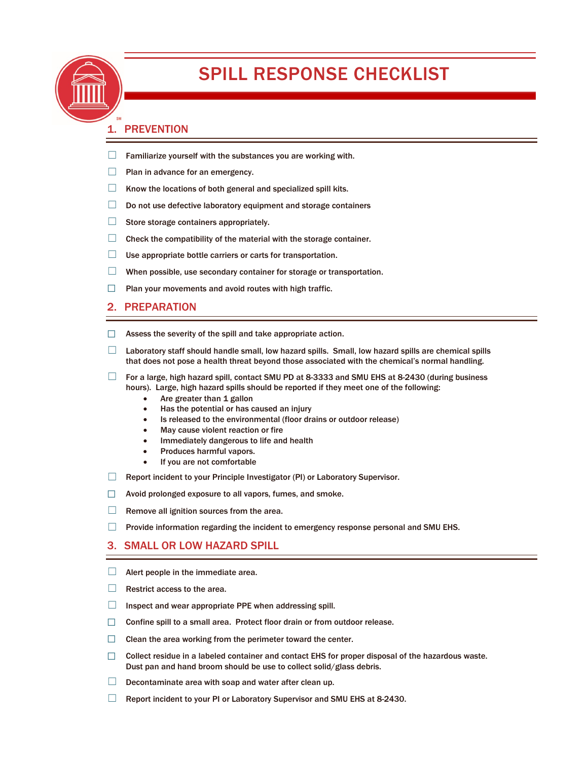# SPILL RESPONSE CHECKLIST

## 1. PREVENTION

- ☐ Familiarize yourself with the substances you are working with.
- ☐ Plan in advance for an emergency.
- ☐ Know the locations of both general and specialized spill kits.
- ☐ Do not use defective laboratory equipment and storage containers
- ☐ Store storage containers appropriately.
- ☐ Check the compatibility of the material with the storage container.
- ☐ Use appropriate bottle carriers or carts for transportation.
- ☐ When possible, use secondary container for storage or transportation.
- ☐ Plan your movements and avoid routes with high traffic.

## 2. PREPARATION

- ☐ Assess the severity of the spill and take appropriate action.
- ☐ Laboratory staff should handle small, low hazard spills. Small, low hazard spills are chemical spills that does not pose a health threat beyond those associated with the chemical's normal handling.
- ☐ For a large, high hazard spill, contact SMU PD at 8-3333 and SMU EHS at 8-2430 (during business hours). Large, high hazard spills should be reported if they meet one of the following:
    - Are greater than 1 gallon
    - Has the potential or has caused an injury
    - Is released to the environmental (floor drains or outdoor release)
    - May cause violent reaction or fire
    - Immediately dangerous to life and health
    - Produces harmful vapors.
    - If you are not comfortable
- ☐ Report incident to your Principle Investigator (PI) or Laboratory Supervisor.
- ☐ Avoid prolonged exposure to all vapors, fumes, and smoke.
- ☐ Remove all ignition sources from the area.
- ☐ Provide information regarding the incident to emergency response personal and SMU EHS.

## 3. SMALL OR LOW HAZARD SPILL

- ☐ Alert people in the immediate area.
- ☐ Restrict access to the area.
- ☐ Inspect and wear appropriate PPE when addressing spill.
- ☐ Confine spill to a small area. Protect floor drain or from outdoor release.
- ☐ Clean the area working from the perimeter toward the center.
- ☐ Collect residue in a labeled container and contact EHS for proper disposal of the hazardous waste. Dust pan and hand broom should be use to collect solid/glass debris.
- ☐ Decontaminate area with soap and water after clean up.
- ☐ Report incident to your PI or Laboratory Supervisor and SMU EHS at 8-2430.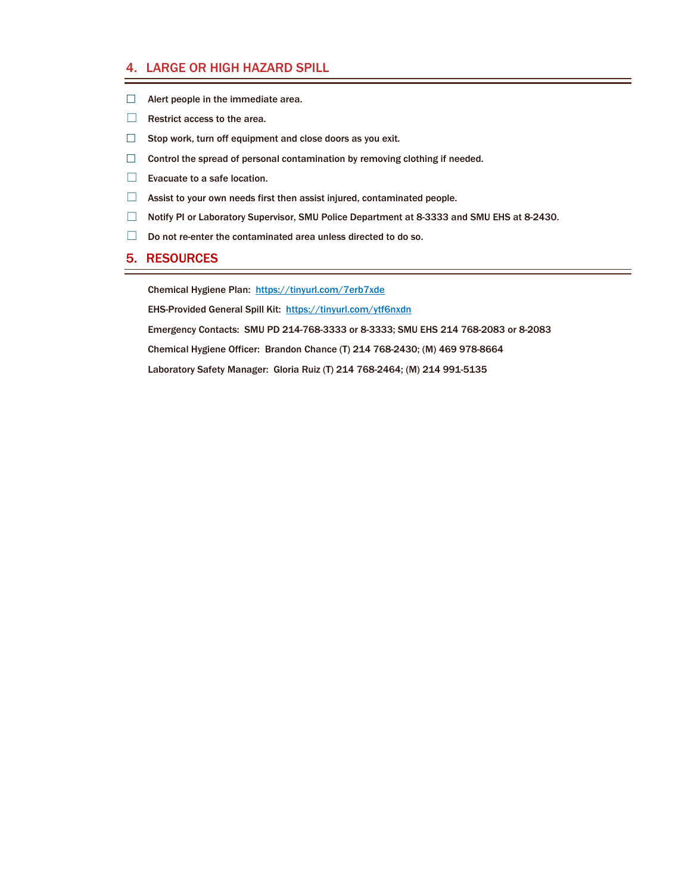## 4. LARGE OR HIGH HAZARD SPILL

- ☐ Alert people in the immediate area.
- ☐ Restrict access to the area.
- ☐ Stop work, turn off equipment and close doors as you exit.
- ☐ Control the spread of personal contamination by removing clothing if needed.
- ☐ Evacuate to a safe location.
- ☐ Assist to your own needs first then assist injured, contaminated people.
- ☐ Notify PI or Laboratory Supervisor, SMU Police Department at 8-3333 and SMU EHS at 8-2430.
- ☐ Do not re-enter the contaminated area unless directed to do so.

## 5. RESOURCES

Chemical Hygiene Plan: [https://tinyurl.com/7erb7xde](https://tinyurl.com/7erb7xde)

EHS-Provided General Spill Kit: [https://tinyurl.com/ytf6nxdn](https://tinyurl.com/ytf6nxdn)

Emergency Contacts: SMU PD 214-768-3333 or 8-3333; SMU EHS 214 768-2083 or 8-2083

Chemical Hygiene Officer: Brandon Chance (T) 214 768-2430; (M) 469 978-8664

Laboratory Safety Manager: Gloria Ruiz (T) 214 768-2464; (M) 214 991-5135